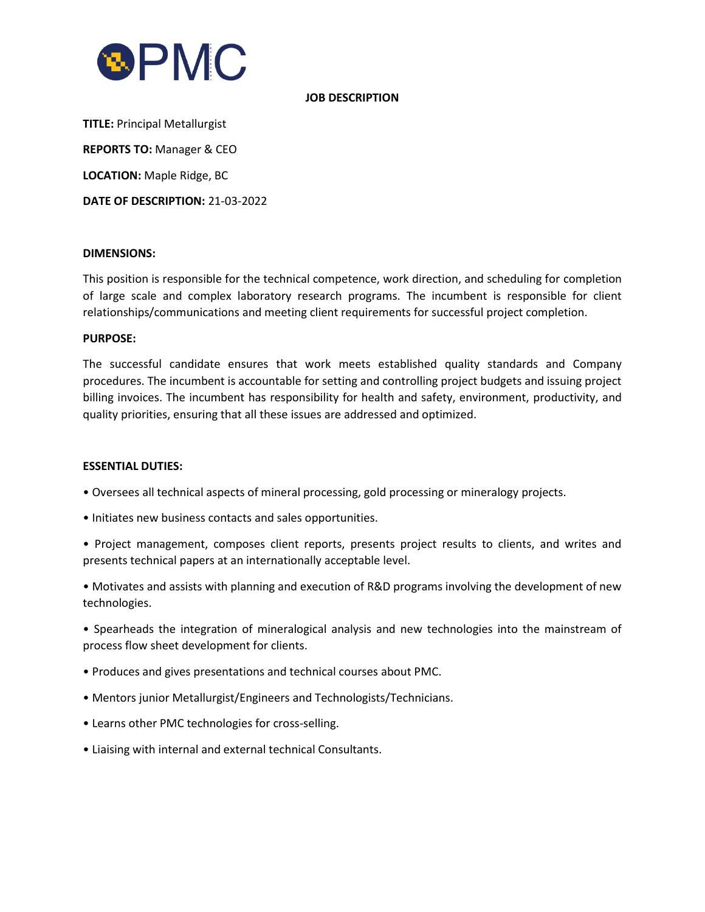PMC

# JOB DESCRIPTION

**TITLE:** Principal Metallurgist

**REPORTS TO:** Manager & CEO

**LOCATION:** Maple Ridge, BC

**DATE OF DESCRIPTION:** 21-03-2022

**DIMENSIONS:**

This position is responsible for the technical competence, work direction, and scheduling for completion of large scale and complex laboratory research programs. The incumbent is responsible for client relationships/communications and meeting client requirements for successful project completion.

**PURPOSE:**

The successful candidate ensures that work meets established quality standards and Company procedures. The incumbent is accountable for setting and controlling project budgets and issuing project billing invoices. The incumbent has responsibility for health and safety, environment, productivity, and quality priorities, ensuring that all these issues are addressed and optimized.

**ESSENTIAL DUTIES:**

- Oversees all technical aspects of mineral processing, gold processing or mineralogy projects.
- Initiates new business contacts and sales opportunities.
- Project management, composes client reports, presents project results to clients, and writes and presents technical papers at an internationally acceptable level.
- Motivates and assists with planning and execution of R&D programs involving the development of new technologies.
- Spearheads the integration of mineralogical analysis and new technologies into the mainstream of process flow sheet development for clients.
- Produces and gives presentations and technical courses about PMC.
- Mentors junior Metallurgist/Engineers and Technologists/Technicians.
- Learns other PMC technologies for cross-selling.
- Liaising with internal and external technical Consultants.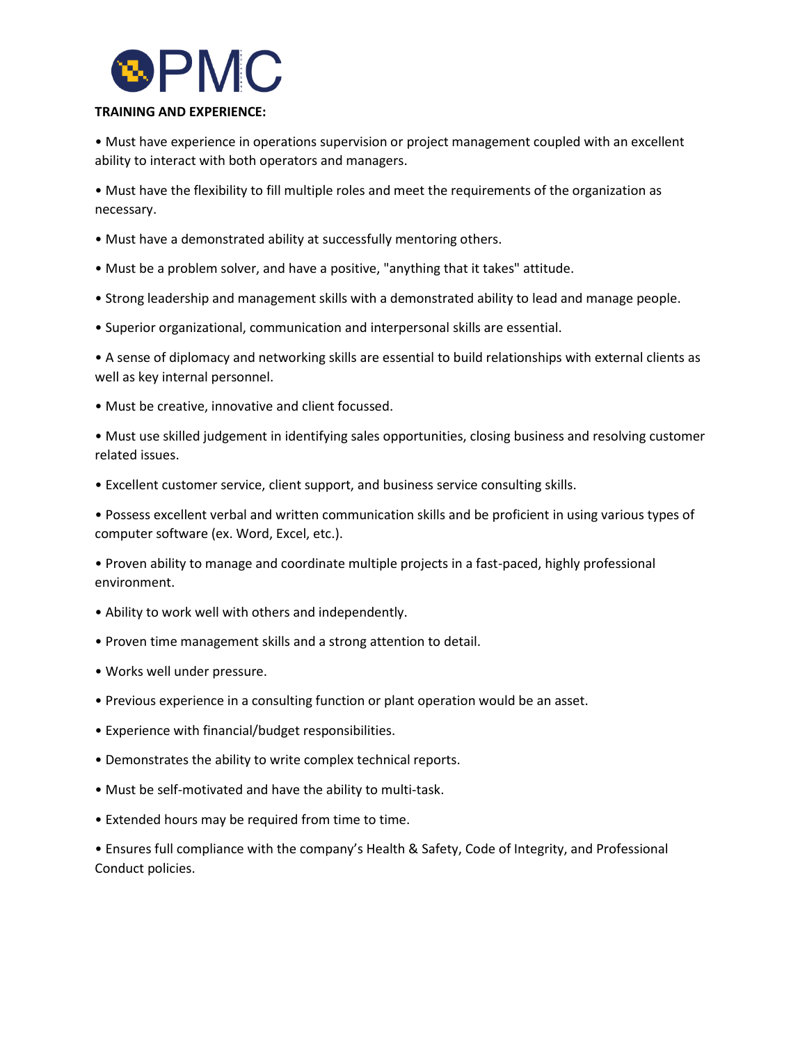**TRAINING AND EXPERIENCE:**

- Must have experience in operations supervision or project management coupled with an excellent ability to interact with both operators and managers.
- Must have the flexibility to fill multiple roles and meet the requirements of the organization as necessary.
- Must have a demonstrated ability at successfully mentoring others.
- Must be a problem solver, and have a positive, "anything that it takes" attitude.
- Strong leadership and management skills with a demonstrated ability to lead and manage people.
- Superior organizational, communication and interpersonal skills are essential.
- A sense of diplomacy and networking skills are essential to build relationships with external clients as well as key internal personnel.
- Must be creative, innovative and client focussed.
- Must use skilled judgement in identifying sales opportunities, closing business and resolving customer related issues.
- Excellent customer service, client support, and business service consulting skills.
- Possess excellent verbal and written communication skills and be proficient in using various types of computer software (ex. Word, Excel, etc.).
- Proven ability to manage and coordinate multiple projects in a fast-paced, highly professional environment.
- Ability to work well with others and independently.
- Proven time management skills and a strong attention to detail.
- Works well under pressure.
- Previous experience in a consulting function or plant operation would be an asset.
- Experience with financial/budget responsibilities.
- Demonstrates the ability to write complex technical reports.
- Must be self-motivated and have the ability to multi-task.
- Extended hours may be required from time to time.
- Ensures full compliance with the company's Health & Safety, Code of Integrity, and Professional Conduct policies.